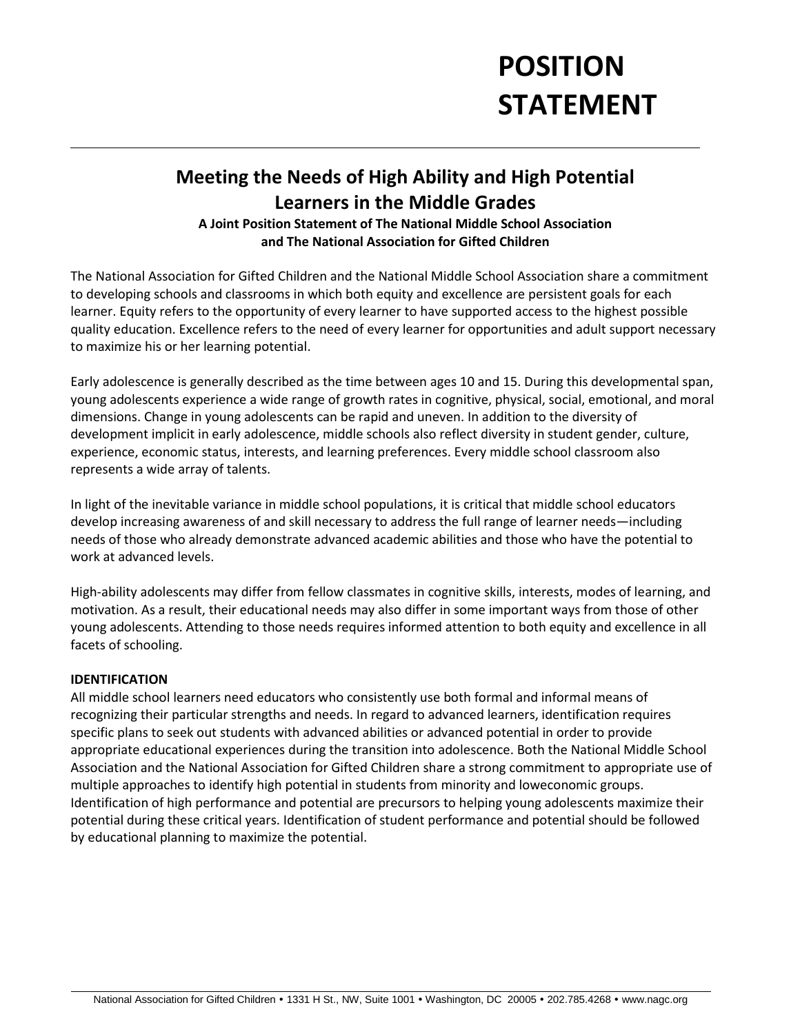# POSITION STATEMENT

## Meeting the Needs of High Ability and High Potential Learners in the Middle Grades

**A Joint Position Statement of The National Middle School Association and The National Association for Gifted Children**

The National Association for Gifted Children and the National Middle School Association share a commitment to developing schools and classrooms in which both equity and excellence are persistent goals for each learner. Equity refers to the opportunity of every learner to have supported access to the highest possible quality education. Excellence refers to the need of every learner for opportunities and adult support necessary to maximize his or her learning potential.

Early adolescence is generally described as the time between ages 10 and 15. During this developmental span, young adolescents experience a wide range of growth rates in cognitive, physical, social, emotional, and moral dimensions. Change in young adolescents can be rapid and uneven. In addition to the diversity of development implicit in early adolescence, middle schools also reflect diversity in student gender, culture, experience, economic status, interests, and learning preferences. Every middle school classroom also represents a wide array of talents.

In light of the inevitable variance in middle school populations, it is critical that middle school educators develop increasing awareness of and skill necessary to address the full range of learner needs—including needs of those who already demonstrate advanced academic abilities and those who have the potential to work at advanced levels.

High-ability adolescents may differ from fellow classmates in cognitive skills, interests, modes of learning, and motivation. As a result, their educational needs may also differ in some important ways from those of other young adolescents. Attending to those needs requires informed attention to both equity and excellence in all facets of schooling.

### IDENTIFICATION

All middle school learners need educators who consistently use both formal and informal means of recognizing their particular strengths and needs. In regard to advanced learners, identification requires specific plans to seek out students with advanced abilities or advanced potential in order to provide appropriate educational experiences during the transition into adolescence. Both the National Middle School Association and the National Association for Gifted Children share a strong commitment to appropriate use of multiple approaches to identify high potential in students from minority and loweconomic groups. Identification of high performance and potential are precursors to helping young adolescents maximize their potential during these critical years. Identification of student performance and potential should be followed by educational planning to maximize the potential.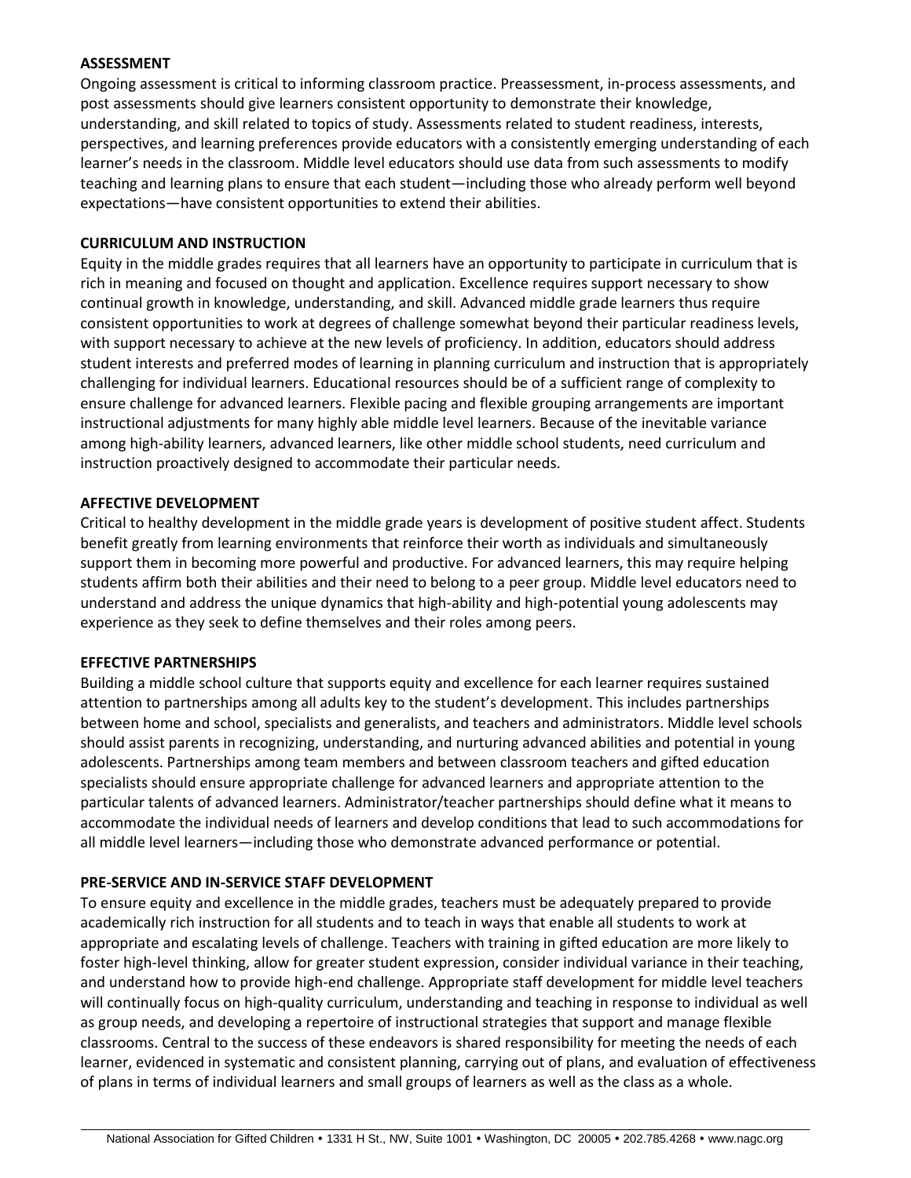**ASSESSMENT**

Ongoing assessment is critical to informing classroom practice. Preassessment, in-process assessments, and post assessments should give learners consistent opportunity to demonstrate their knowledge, understanding, and skill related to topics of study. Assessments related to student readiness, interests, perspectives, and learning preferences provide educators with a consistently emerging understanding of each learner's needs in the classroom. Middle level educators should use data from such assessments to modify teaching and learning plans to ensure that each student—including those who already perform well beyond expectations—have consistent opportunities to extend their abilities.

**CURRICULUM AND INSTRUCTION**

Equity in the middle grades requires that all learners have an opportunity to participate in curriculum that is rich in meaning and focused on thought and application. Excellence requires support necessary to show continual growth in knowledge, understanding, and skill. Advanced middle grade learners thus require consistent opportunities to work at degrees of challenge somewhat beyond their particular readiness levels, with support necessary to achieve at the new levels of proficiency. In addition, educators should address student interests and preferred modes of learning in planning curriculum and instruction that is appropriately challenging for individual learners. Educational resources should be of a sufficient range of complexity to ensure challenge for advanced learners. Flexible pacing and flexible grouping arrangements are important instructional adjustments for many highly able middle level learners. Because of the inevitable variance among high-ability learners, advanced learners, like other middle school students, need curriculum and instruction proactively designed to accommodate their particular needs.

**AFFECTIVE DEVELOPMENT**

Critical to healthy development in the middle grade years is development of positive student affect. Students benefit greatly from learning environments that reinforce their worth as individuals and simultaneously support them in becoming more powerful and productive. For advanced learners, this may require helping students affirm both their abilities and their need to belong to a peer group. Middle level educators need to understand and address the unique dynamics that high-ability and high-potential young adolescents may experience as they seek to define themselves and their roles among peers.

**EFFECTIVE PARTNERSHIPS**

Building a middle school culture that supports equity and excellence for each learner requires sustained attention to partnerships among all adults key to the student's development. This includes partnerships between home and school, specialists and generalists, and teachers and administrators. Middle level schools should assist parents in recognizing, understanding, and nurturing advanced abilities and potential in young adolescents. Partnerships among team members and between classroom teachers and gifted education specialists should ensure appropriate challenge for advanced learners and appropriate attention to the particular talents of advanced learners. Administrator/teacher partnerships should define what it means to accommodate the individual needs of learners and develop conditions that lead to such accommodations for all middle level learners—including those who demonstrate advanced performance or potential.

**PRE-SERVICE AND IN-SERVICE STAFF DEVELOPMENT**

To ensure equity and excellence in the middle grades, teachers must be adequately prepared to provide academically rich instruction for all students and to teach in ways that enable all students to work at appropriate and escalating levels of challenge. Teachers with training in gifted education are more likely to foster high-level thinking, allow for greater student expression, consider individual variance in their teaching, and understand how to provide high-end challenge. Appropriate staff development for middle level teachers will continually focus on high-quality curriculum, understanding and teaching in response to individual as well as group needs, and developing a repertoire of instructional strategies that support and manage flexible classrooms. Central to the success of these endeavors is shared responsibility for meeting the needs of each learner, evidenced in systematic and consistent planning, carrying out of plans, and evaluation of effectiveness of plans in terms of individual learners and small groups of learners as well as the class as a whole.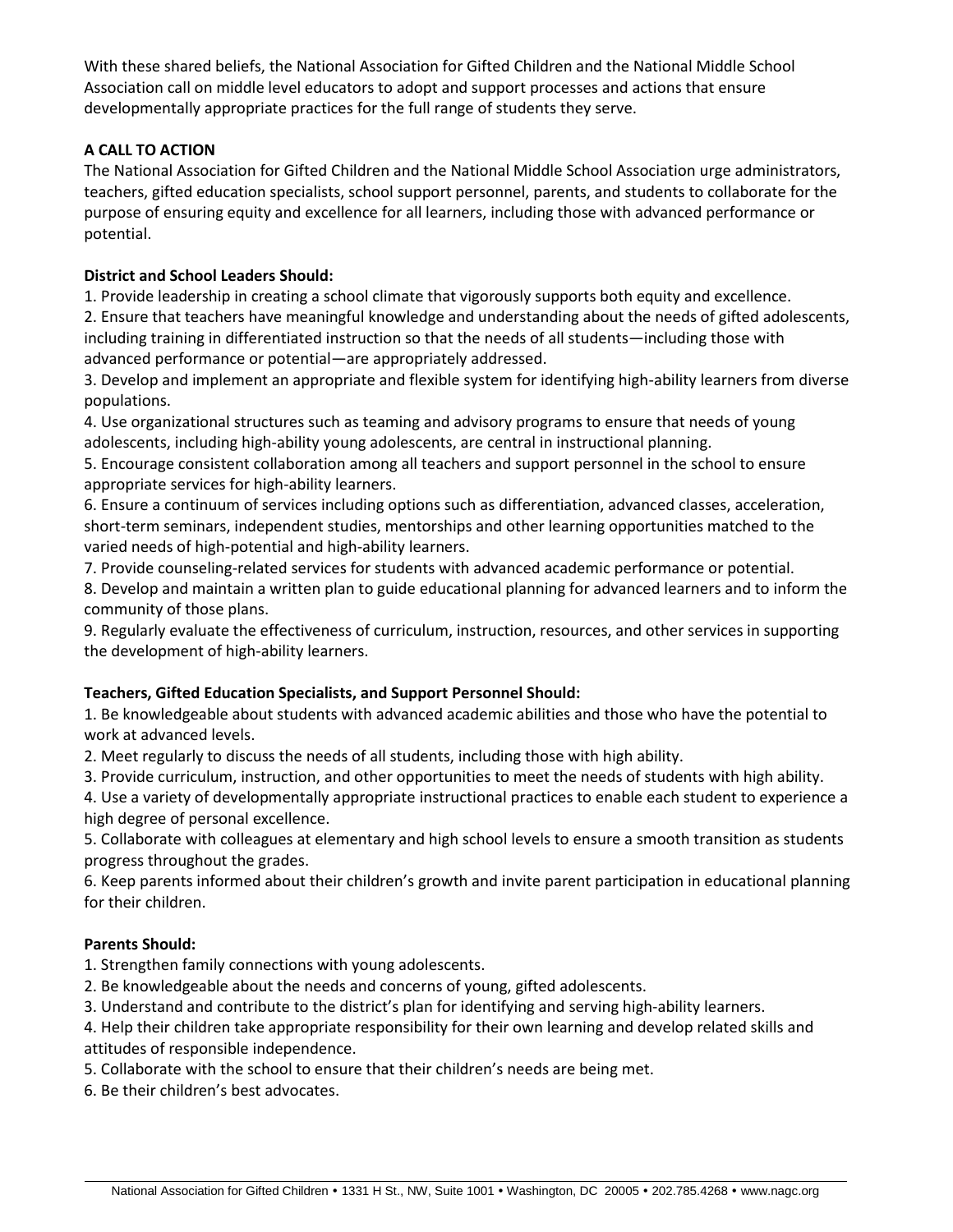With these shared beliefs, the National Association for Gifted Children and the National Middle School Association call on middle level educators to adopt and support processes and actions that ensure developmentally appropriate practices for the full range of students they serve.

## A CALL TO ACTION

The National Association for Gifted Children and the National Middle School Association urge administrators, teachers, gifted education specialists, school support personnel, parents, and students to collaborate for the purpose of ensuring equity and excellence for all learners, including those with advanced performance or potential.

### District and School Leaders Should:

1. Provide leadership in creating a school climate that vigorously supports both equity and excellence.
2. Ensure that teachers have meaningful knowledge and understanding about the needs of gifted adolescents, including training in differentiated instruction so that the needs of all students—including those with advanced performance or potential—are appropriately addressed.
3. Develop and implement an appropriate and flexible system for identifying high-ability learners from diverse populations.
4. Use organizational structures such as teaming and advisory programs to ensure that needs of young adolescents, including high-ability young adolescents, are central in instructional planning.
5. Encourage consistent collaboration among all teachers and support personnel in the school to ensure appropriate services for high-ability learners.
6. Ensure a continuum of services including options such as differentiation, advanced classes, acceleration, short-term seminars, independent studies, mentorships and other learning opportunities matched to the varied needs of high-potential and high-ability learners.
7. Provide counseling-related services for students with advanced academic performance or potential.
8. Develop and maintain a written plan to guide educational planning for advanced learners and to inform the community of those plans.
9. Regularly evaluate the effectiveness of curriculum, instruction, resources, and other services in supporting the development of high-ability learners.

### Teachers, Gifted Education Specialists, and Support Personnel Should:

1. Be knowledgeable about students with advanced academic abilities and those who have the potential to work at advanced levels.
2. Meet regularly to discuss the needs of all students, including those with high ability.
3. Provide curriculum, instruction, and other opportunities to meet the needs of students with high ability.
4. Use a variety of developmentally appropriate instructional practices to enable each student to experience a high degree of personal excellence.
5. Collaborate with colleagues at elementary and high school levels to ensure a smooth transition as students progress throughout the grades.
6. Keep parents informed about their children's growth and invite parent participation in educational planning for their children.

### Parents Should:

1. Strengthen family connections with young adolescents.
2. Be knowledgeable about the needs and concerns of young, gifted adolescents.
3. Understand and contribute to the district's plan for identifying and serving high-ability learners.
4. Help their children take appropriate responsibility for their own learning and develop related skills and attitudes of responsible independence.
5. Collaborate with the school to ensure that their children's needs are being met.
6. Be their children's best advocates.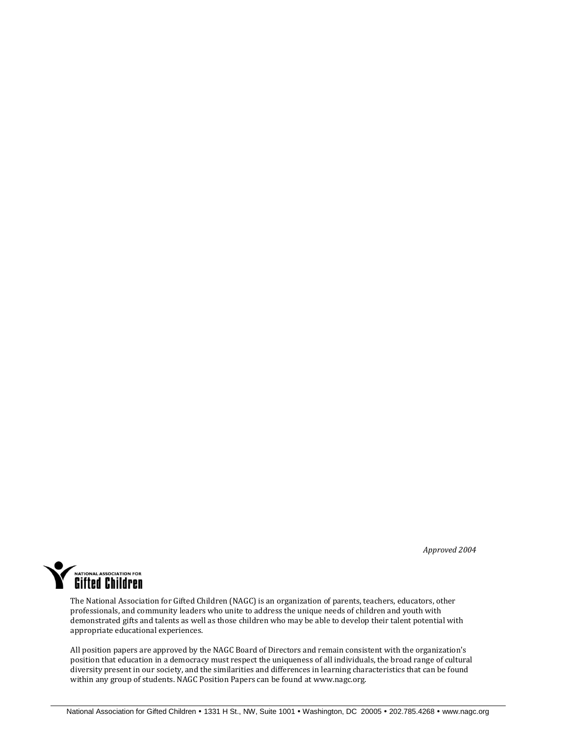*Approved 2004*

The National Association for Gifted Children (NAGC) is an organization of parents, teachers, educators, other professionals, and community leaders who unite to address the unique needs of children and youth with demonstrated gifts and talents as well as those children who may be able to develop their talent potential with appropriate educational experiences.

All position papers are approved by the NAGC Board of Directors and remain consistent with the organization's position that education in a democracy must respect the uniqueness of all individuals, the broad range of cultural diversity present in our society, and the similarities and differences in learning characteristics that can be found within any group of students. NAGC Position Papers can be found at www.nagc.org.

National Association for Gifted Children • 1331 H St., NW, Suite 1001 • Washington, DC 20005 • 202.785.4268 • www.nagc.org